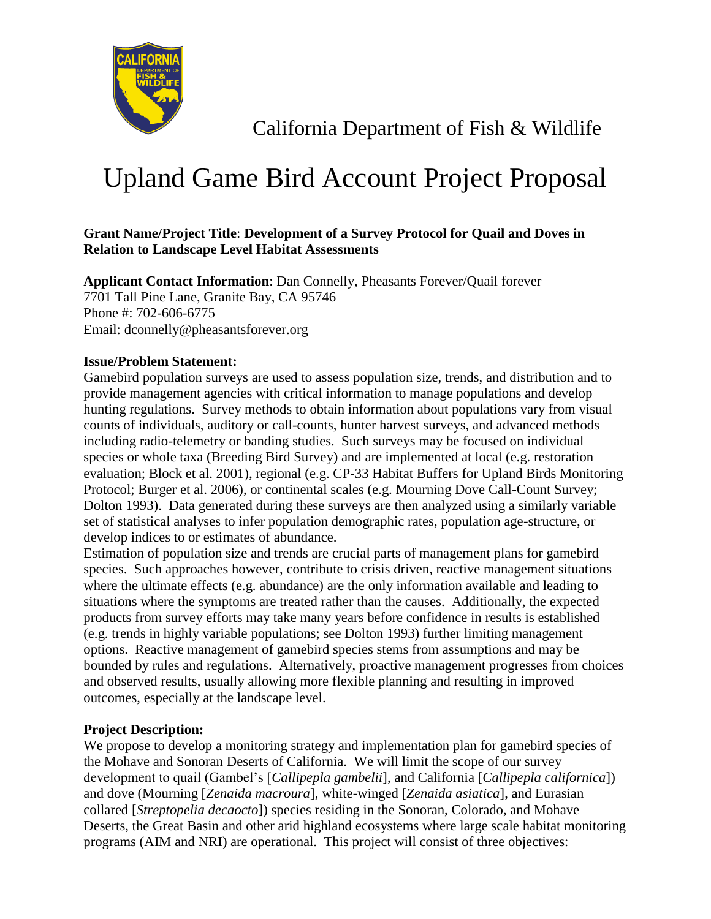California Department of Fish & Wildlife

# Upland Game Bird Account Project Proposal

**Grant Name/Project Title**: **Development of a Survey Protocol for Quail and Doves in Relation to Landscape Level Habitat Assessments**

**Applicant Contact Information**: Dan Connelly, Pheasants Forever/Quail forever
7701 Tall Pine Lane, Granite Bay, CA 95746
Phone #: 702-606-6775
Email: dconnelly@pheasantsforever.org

**Issue/Problem Statement:**

Gamebird population surveys are used to assess population size, trends, and distribution and to provide management agencies with critical information to manage populations and develop hunting regulations. Survey methods to obtain information about populations vary from visual counts of individuals, auditory or call-counts, hunter harvest surveys, and advanced methods including radio-telemetry or banding studies. Such surveys may be focused on individual species or whole taxa (Breeding Bird Survey) and are implemented at local (e.g. restoration evaluation; Block et al. 2001), regional (e.g. CP-33 Habitat Buffers for Upland Birds Monitoring Protocol; Burger et al. 2006), or continental scales (e.g. Mourning Dove Call-Count Survey; Dolton 1993). Data generated during these surveys are then analyzed using a similarly variable set of statistical analyses to infer population demographic rates, population age-structure, or develop indices to or estimates of abundance.

Estimation of population size and trends are crucial parts of management plans for gamebird species. Such approaches however, contribute to crisis driven, reactive management situations where the ultimate effects (e.g. abundance) are the only information available and leading to situations where the symptoms are treated rather than the causes. Additionally, the expected products from survey efforts may take many years before confidence in results is established (e.g. trends in highly variable populations; see Dolton 1993) further limiting management options. Reactive management of gamebird species stems from assumptions and may be bounded by rules and regulations. Alternatively, proactive management progresses from choices and observed results, usually allowing more flexible planning and resulting in improved outcomes, especially at the landscape level.

**Project Description:**

We propose to develop a monitoring strategy and implementation plan for gamebird species of the Mohave and Sonoran Deserts of California. We will limit the scope of our survey development to quail (Gambel's [*Callipepla gambelii*], and California [*Callipepla californica*]) and dove (Mourning [*Zenaida macroura*], white-winged [*Zenaida asiatica*], and Eurasian collared [*Streptopelia decaocto*]) species residing in the Sonoran, Colorado, and Mohave Deserts, the Great Basin and other arid highland ecosystems where large scale habitat monitoring programs (AIM and NRI) are operational. This project will consist of three objectives: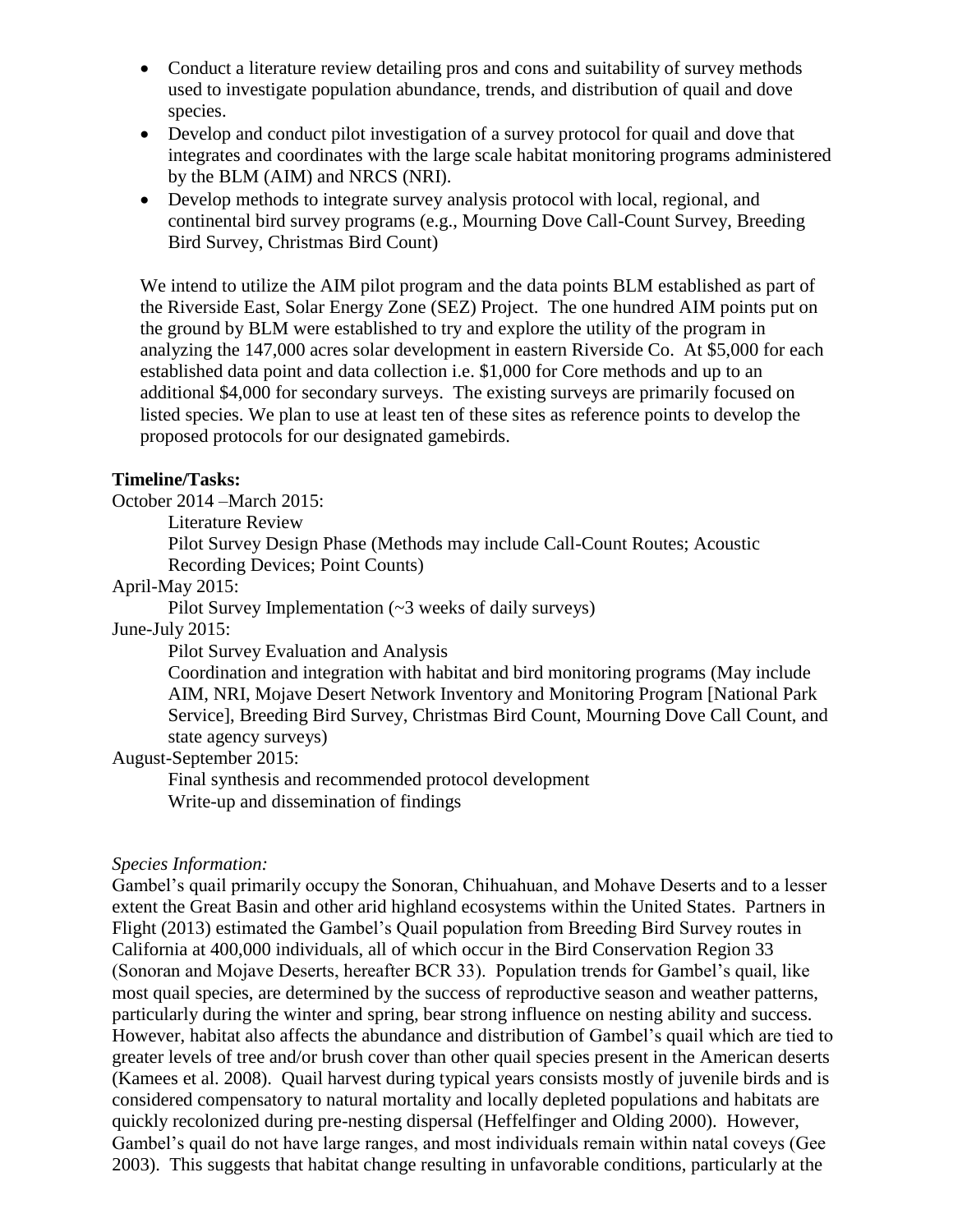- Conduct a literature review detailing pros and cons and suitability of survey methods used to investigate population abundance, trends, and distribution of quail and dove species.
- Develop and conduct pilot investigation of a survey protocol for quail and dove that integrates and coordinates with the large scale habitat monitoring programs administered by the BLM (AIM) and NRCS (NRI).
- Develop methods to integrate survey analysis protocol with local, regional, and continental bird survey programs (e.g., Mourning Dove Call-Count Survey, Breeding Bird Survey, Christmas Bird Count)

We intend to utilize the AIM pilot program and the data points BLM established as part of the Riverside East, Solar Energy Zone (SEZ) Project. The one hundred AIM points put on the ground by BLM were established to try and explore the utility of the program in analyzing the 147,000 acres solar development in eastern Riverside Co. At $5,000 for each established data point and data collection i.e. $1,000 for Core methods and up to an additional $4,000 for secondary surveys. The existing surveys are primarily focused on listed species. We plan to use at least ten of these sites as reference points to develop the proposed protocols for our designated gamebirds.

**Timeline/Tasks:**

October 2014 –March 2015:

Literature Review

Pilot Survey Design Phase (Methods may include Call-Count Routes; Acoustic Recording Devices; Point Counts)

April-May 2015:

Pilot Survey Implementation (~3 weeks of daily surveys)

June-July 2015:

Pilot Survey Evaluation and Analysis

Coordination and integration with habitat and bird monitoring programs (May include AIM, NRI, Mojave Desert Network Inventory and Monitoring Program [National Park Service], Breeding Bird Survey, Christmas Bird Count, Mourning Dove Call Count, and state agency surveys)

August-September 2015:

Final synthesis and recommended protocol development

Write-up and dissemination of findings

*Species Information:*

Gambel's quail primarily occupy the Sonoran, Chihuahuan, and Mohave Deserts and to a lesser extent the Great Basin and other arid highland ecosystems within the United States. Partners in Flight (2013) estimated the Gambel's Quail population from Breeding Bird Survey routes in California at 400,000 individuals, all of which occur in the Bird Conservation Region 33 (Sonoran and Mojave Deserts, hereafter BCR 33). Population trends for Gambel's quail, like most quail species, are determined by the success of reproductive season and weather patterns, particularly during the winter and spring, bear strong influence on nesting ability and success. However, habitat also affects the abundance and distribution of Gambel's quail which are tied to greater levels of tree and/or brush cover than other quail species present in the American deserts (Kamees et al. 2008). Quail harvest during typical years consists mostly of juvenile birds and is considered compensatory to natural mortality and locally depleted populations and habitats are quickly recolonized during pre-nesting dispersal (Heffelfinger and Olding 2000). However, Gambel's quail do not have large ranges, and most individuals remain within natal coveys (Gee 2003). This suggests that habitat change resulting in unfavorable conditions, particularly at the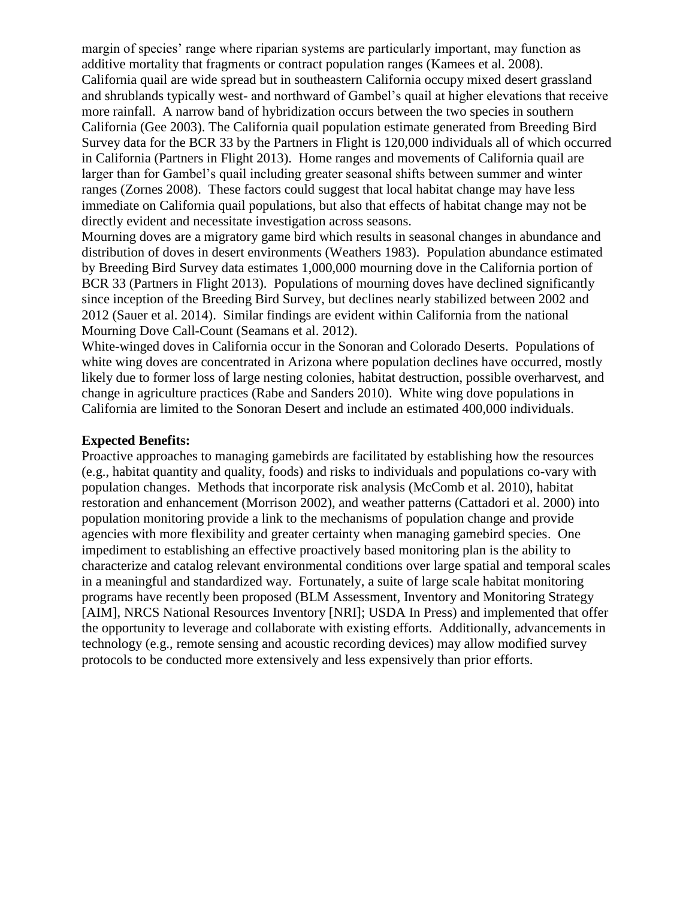margin of species' range where riparian systems are particularly important, may function as additive mortality that fragments or contract population ranges (Kamees et al. 2008).

California quail are wide spread but in southeastern California occupy mixed desert grassland and shrublands typically west- and northward of Gambel's quail at higher elevations that receive more rainfall. A narrow band of hybridization occurs between the two species in southern California (Gee 2003). The California quail population estimate generated from Breeding Bird Survey data for the BCR 33 by the Partners in Flight is 120,000 individuals all of which occurred in California (Partners in Flight 2013). Home ranges and movements of California quail are larger than for Gambel's quail including greater seasonal shifts between summer and winter ranges (Zornes 2008). These factors could suggest that local habitat change may have less immediate on California quail populations, but also that effects of habitat change may not be directly evident and necessitate investigation across seasons.

Mourning doves are a migratory game bird which results in seasonal changes in abundance and distribution of doves in desert environments (Weathers 1983). Population abundance estimated by Breeding Bird Survey data estimates 1,000,000 mourning dove in the California portion of BCR 33 (Partners in Flight 2013). Populations of mourning doves have declined significantly since inception of the Breeding Bird Survey, but declines nearly stabilized between 2002 and 2012 (Sauer et al. 2014). Similar findings are evident within California from the national Mourning Dove Call-Count (Seamans et al. 2012).

White-winged doves in California occur in the Sonoran and Colorado Deserts. Populations of white wing doves are concentrated in Arizona where population declines have occurred, mostly likely due to former loss of large nesting colonies, habitat destruction, possible overharvest, and change in agriculture practices (Rabe and Sanders 2010). White wing dove populations in California are limited to the Sonoran Desert and include an estimated 400,000 individuals.

**Expected Benefits:**

Proactive approaches to managing gamebirds are facilitated by establishing how the resources (e.g., habitat quantity and quality, foods) and risks to individuals and populations co-vary with population changes. Methods that incorporate risk analysis (McComb et al. 2010), habitat restoration and enhancement (Morrison 2002), and weather patterns (Cattadori et al. 2000) into population monitoring provide a link to the mechanisms of population change and provide agencies with more flexibility and greater certainty when managing gamebird species. One impediment to establishing an effective proactively based monitoring plan is the ability to characterize and catalog relevant environmental conditions over large spatial and temporal scales in a meaningful and standardized way. Fortunately, a suite of large scale habitat monitoring programs have recently been proposed (BLM Assessment, Inventory and Monitoring Strategy [AIM], NRCS National Resources Inventory [NRI]; USDA In Press) and implemented that offer the opportunity to leverage and collaborate with existing efforts. Additionally, advancements in technology (e.g., remote sensing and acoustic recording devices) may allow modified survey protocols to be conducted more extensively and less expensively than prior efforts.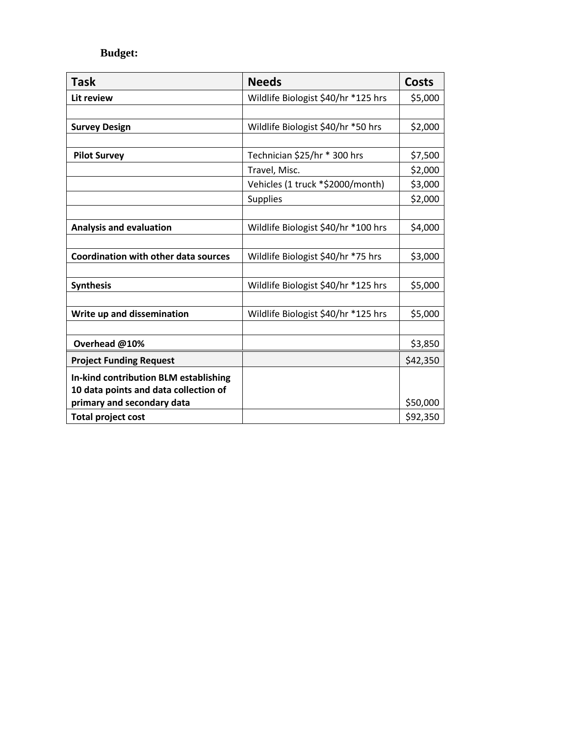**Budget:**

| Task | Needs | Costs |
|---|---|---|
| **Lit review** | Wildlife Biologist $40/hr *125 hrs | $5,000 |
| | | |
| **Survey Design** | Wildlife Biologist $40/hr *50 hrs | $2,000 |
| | | |
| **Pilot Survey** | Technician $25/hr * 300 hrs | $7,500 |
| | Travel, Misc. | $2,000 |
| | Vehicles (1 truck *$2000/month) | $3,000 |
| | Supplies | $2,000 |
| | | |
| **Analysis and evaluation** | Wildlife Biologist $40/hr *100 hrs | $4,000 |
| | | |
| **Coordination with other data sources** | Wildlife Biologist $40/hr *75 hrs | $3,000 |
| | | |
| **Synthesis** | Wildlife Biologist $40/hr *125 hrs | $5,000 |
| | | |
| **Write up and dissemination** | Wildlife Biologist $40/hr *125 hrs | $5,000 |
| | | |
| **Overhead @10%** | | $3,850 |
| **Project Funding Request** | | $42,350 |
| **In-kind contribution BLM establishing 10 data points and data collection of primary and secondary data** | | $50,000 |
| **Total project cost** | | $92,350 |